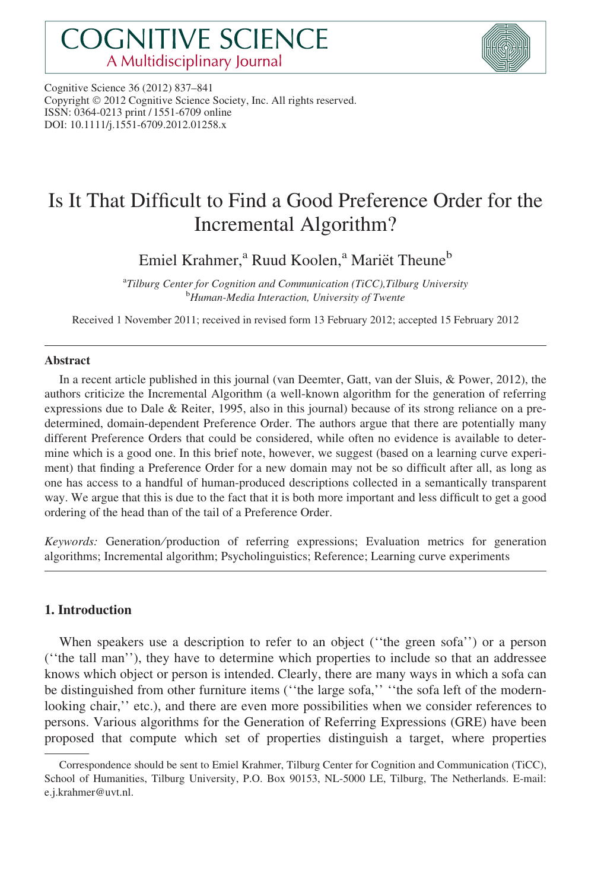Cognitive Science 36 (2012) 837–841
Copyright © 2012 Cognitive Science Society, Inc. All rights reserved.
ISSN: 0364-0213 print / 1551-6709 online
DOI: 10.1111/j.1551-6709.2012.01258.x

# Is It That Difficult to Find a Good Preference Order for the Incremental Algorithm?

Emiel Krahmer,[a] Ruud Koolen,[a] Mariët Theune[b]

[a]*Tilburg Center for Cognition and Communication (TiCC),Tilburg University*
[b]*Human-Media Interaction, University of Twente*

Received 1 November 2011; received in revised form 13 February 2012; accepted 15 February 2012

## Abstract

In a recent article published in this journal (van Deemter, Gatt, van der Sluis, & Power, 2012), the authors criticize the Incremental Algorithm (a well-known algorithm for the generation of referring expressions due to Dale & Reiter, 1995, also in this journal) because of its strong reliance on a pre-determined, domain-dependent Preference Order. The authors argue that there are potentially many different Preference Orders that could be considered, while often no evidence is available to determine which is a good one. In this brief note, however, we suggest (based on a learning curve experiment) that finding a Preference Order for a new domain may not be so difficult after all, as long as one has access to a handful of human-produced descriptions collected in a semantically transparent way. We argue that this is due to the fact that it is both more important and less difficult to get a good ordering of the head than of the tail of a Preference Order.

*Keywords:* Generation/production of referring expressions; Evaluation metrics for generation algorithms; Incremental algorithm; Psycholinguistics; Reference; Learning curve experiments

## 1. Introduction

When speakers use a description to refer to an object (''the green sofa'') or a person (''the tall man''), they have to determine which properties to include so that an addressee knows which object or person is intended. Clearly, there are many ways in which a sofa can be distinguished from other furniture items (''the large sofa,'' ''the sofa left of the modern-looking chair,'' etc.), and there are even more possibilities when we consider references to persons. Various algorithms for the Generation of Referring Expressions (GRE) have been proposed that compute which set of properties distinguish a target, where properties

Correspondence should be sent to Emiel Krahmer, Tilburg Center for Cognition and Communication (TiCC), School of Humanities, Tilburg University, P.O. Box 90153, NL-5000 LE, Tilburg, The Netherlands. E-mail: e.j.krahmer@uvt.nl.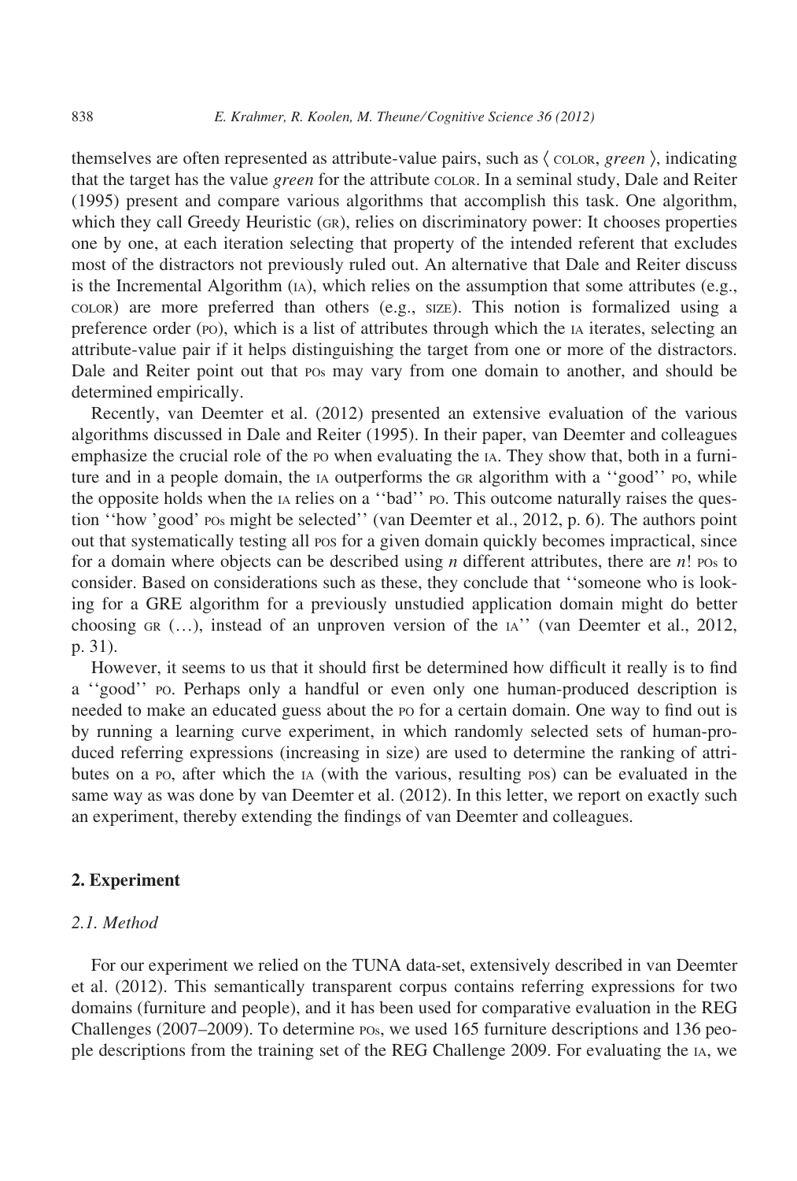themselves are often represented as attribute-value pairs, such as ⟨ COLOR, *green* ⟩, indicating that the target has the value *green* for the attribute COLOR. In a seminal study, Dale and Reiter (1995) present and compare various algorithms that accomplish this task. One algorithm, which they call Greedy Heuristic (GR), relies on discriminatory power: It chooses properties one by one, at each iteration selecting that property of the intended referent that excludes most of the distractors not previously ruled out. An alternative that Dale and Reiter discuss is the Incremental Algorithm (IA), which relies on the assumption that some attributes (e.g., COLOR) are more preferred than others (e.g., SIZE). This notion is formalized using a preference order (PO), which is a list of attributes through which the IA iterates, selecting an attribute-value pair if it helps distinguishing the target from one or more of the distractors. Dale and Reiter point out that POs may vary from one domain to another, and should be determined empirically.

Recently, van Deemter et al. (2012) presented an extensive evaluation of the various algorithms discussed in Dale and Reiter (1995). In their paper, van Deemter and colleagues emphasize the crucial role of the PO when evaluating the IA. They show that, both in a furniture and in a people domain, the IA outperforms the GR algorithm with a ''good'' PO, while the opposite holds when the IA relies on a ''bad'' PO. This outcome naturally raises the question ''how 'good' POs might be selected'' (van Deemter et al., 2012, p. 6). The authors point out that systematically testing all POS for a given domain quickly becomes impractical, since for a domain where objects can be described using *n* different attributes, there are *n*! POs to consider. Based on considerations such as these, they conclude that ''someone who is looking for a GRE algorithm for a previously unstudied application domain might do better choosing GR (…), instead of an unproven version of the IA'' (van Deemter et al., 2012, p. 31).

However, it seems to us that it should first be determined how difficult it really is to find a ''good'' PO. Perhaps only a handful or even only one human-produced description is needed to make an educated guess about the PO for a certain domain. One way to find out is by running a learning curve experiment, in which randomly selected sets of human-produced referring expressions (increasing in size) are used to determine the ranking of attributes on a PO, after which the IA (with the various, resulting POS) can be evaluated in the same way as was done by van Deemter et al. (2012). In this letter, we report on exactly such an experiment, thereby extending the findings of van Deemter and colleagues.

## 2. Experiment

### 2.1. Method

For our experiment we relied on the TUNA data-set, extensively described in van Deemter et al. (2012). This semantically transparent corpus contains referring expressions for two domains (furniture and people), and it has been used for comparative evaluation in the REG Challenges (2007–2009). To determine POs, we used 165 furniture descriptions and 136 people descriptions from the training set of the REG Challenge 2009. For evaluating the IA, we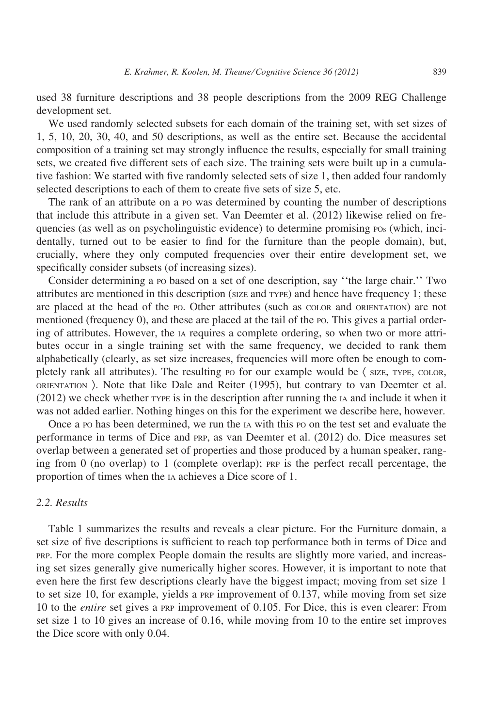used 38 furniture descriptions and 38 people descriptions from the 2009 REG Challenge development set.

We used randomly selected subsets for each domain of the training set, with set sizes of 1, 5, 10, 20, 30, 40, and 50 descriptions, as well as the entire set. Because the accidental composition of a training set may strongly influence the results, especially for small training sets, we created five different sets of each size. The training sets were built up in a cumulative fashion: We started with five randomly selected sets of size 1, then added four randomly selected descriptions to each of them to create five sets of size 5, etc.

The rank of an attribute on a PO was determined by counting the number of descriptions that include this attribute in a given set. Van Deemter et al. (2012) likewise relied on frequencies (as well as on psycholinguistic evidence) to determine promising POs (which, incidentally, turned out to be easier to find for the furniture than the people domain), but, crucially, where they only computed frequencies over their entire development set, we specifically consider subsets (of increasing sizes).

Consider determining a PO based on a set of one description, say ''the large chair.'' Two attributes are mentioned in this description (SIZE and TYPE) and hence have frequency 1; these are placed at the head of the PO. Other attributes (such as COLOR and ORIENTATION) are not mentioned (frequency 0), and these are placed at the tail of the PO. This gives a partial ordering of attributes. However, the IA requires a complete ordering, so when two or more attributes occur in a single training set with the same frequency, we decided to rank them alphabetically (clearly, as set size increases, frequencies will more often be enough to completely rank all attributes). The resulting PO for our example would be ⟨ SIZE, TYPE, COLOR, ORIENTATION ⟩. Note that like Dale and Reiter (1995), but contrary to van Deemter et al. (2012) we check whether TYPE is in the description after running the IA and include it when it was not added earlier. Nothing hinges on this for the experiment we describe here, however.

Once a PO has been determined, we run the IA with this PO on the test set and evaluate the performance in terms of Dice and PRP, as van Deemter et al. (2012) do. Dice measures set overlap between a generated set of properties and those produced by a human speaker, ranging from 0 (no overlap) to 1 (complete overlap); PRP is the perfect recall percentage, the proportion of times when the IA achieves a Dice score of 1.

### 2.2. Results

Table 1 summarizes the results and reveals a clear picture. For the Furniture domain, a set size of five descriptions is sufficient to reach top performance both in terms of Dice and PRP. For the more complex People domain the results are slightly more varied, and increasing set sizes generally give numerically higher scores. However, it is important to note that even here the first few descriptions clearly have the biggest impact; moving from set size 1 to set size 10, for example, yields a PRP improvement of 0.137, while moving from set size 10 to the *entire* set gives a PRP improvement of 0.105. For Dice, this is even clearer: From set size 1 to 10 gives an increase of 0.16, while moving from 10 to the entire set improves the Dice score with only 0.04.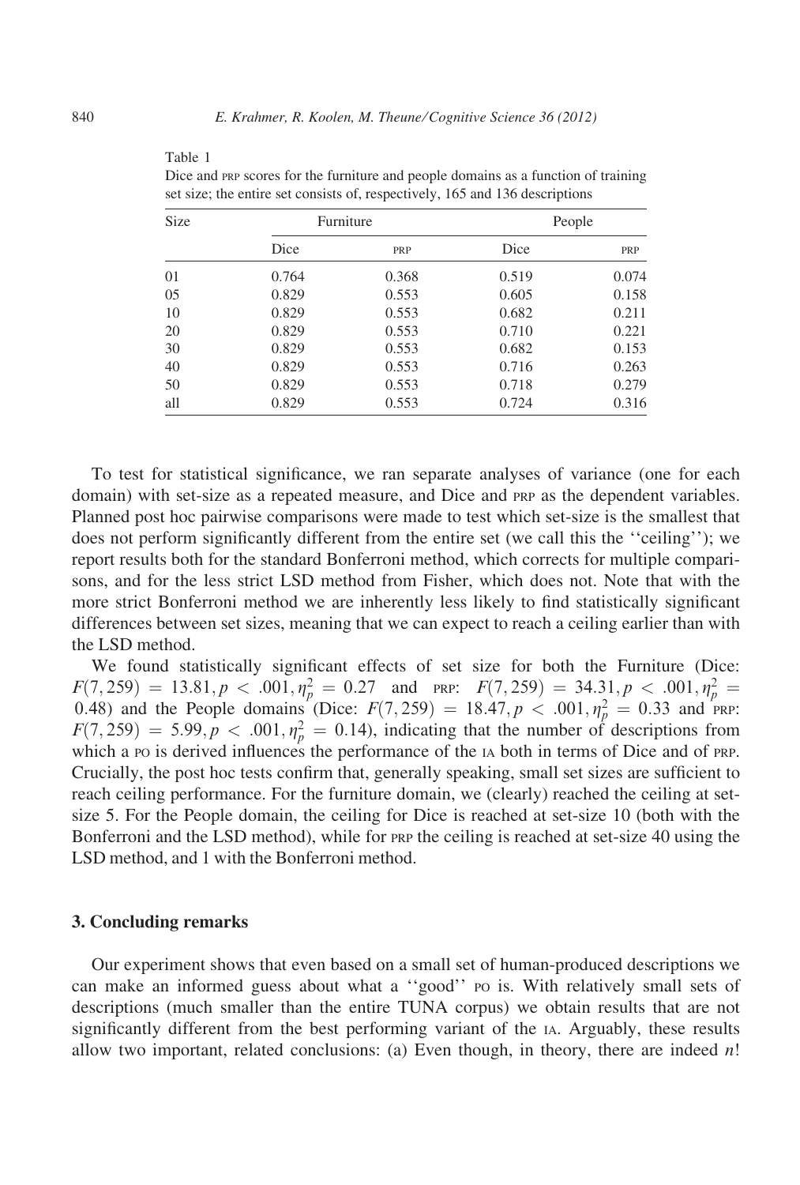Table 1
Dice and PRP scores for the furniture and people domains as a function of training set size; the entire set consists of, respectively, 165 and 136 descriptions

| Size | Furniture | | People | |
|---|---|---|---|---|
| | Dice | PRP | Dice | PRP |
| 01 | 0.764 | 0.368 | 0.519 | 0.074 |
| 05 | 0.829 | 0.553 | 0.605 | 0.158 |
| 10 | 0.829 | 0.553 | 0.682 | 0.211 |
| 20 | 0.829 | 0.553 | 0.710 | 0.221 |
| 30 | 0.829 | 0.553 | 0.682 | 0.153 |
| 40 | 0.829 | 0.553 | 0.716 | 0.263 |
| 50 | 0.829 | 0.553 | 0.718 | 0.279 |
| all | 0.829 | 0.553 | 0.724 | 0.316 |

To test for statistical significance, we ran separate analyses of variance (one for each domain) with set-size as a repeated measure, and Dice and PRP as the dependent variables. Planned post hoc pairwise comparisons were made to test which set-size is the smallest that does not perform significantly different from the entire set (we call this the ''ceiling''); we report results both for the standard Bonferroni method, which corrects for multiple comparisons, and for the less strict LSD method from Fisher, which does not. Note that with the more strict Bonferroni method we are inherently less likely to find statistically significant differences between set sizes, meaning that we can expect to reach a ceiling earlier than with the LSD method.

We found statistically significant effects of set size for both the Furniture (Dice: $F(7, 259) = 13.81, p < .001, \eta_p^2 = 0.27$ and PRP: $F(7, 259) = 34.31, p < .001, \eta_p^2 = 0.48$) and the People domains (Dice: $F(7, 259) = 18.47, p < .001, \eta_p^2 = 0.33$ and PRP: $F(7, 259) = 5.99, p < .001, \eta_p^2 = 0.14$), indicating that the number of descriptions from which a PO is derived influences the performance of the IA both in terms of Dice and of PRP. Crucially, the post hoc tests confirm that, generally speaking, small set sizes are sufficient to reach ceiling performance. For the furniture domain, we (clearly) reached the ceiling at set-size 5. For the People domain, the ceiling for Dice is reached at set-size 10 (both with the Bonferroni and the LSD method), while for PRP the ceiling is reached at set-size 40 using the LSD method, and 1 with the Bonferroni method.

## 3. Concluding remarks

Our experiment shows that even based on a small set of human-produced descriptions we can make an informed guess about what a ''good'' PO is. With relatively small sets of descriptions (much smaller than the entire TUNA corpus) we obtain results that are not significantly different from the best performing variant of the IA. Arguably, these results allow two important, related conclusions: (a) Even though, in theory, there are indeed $n!$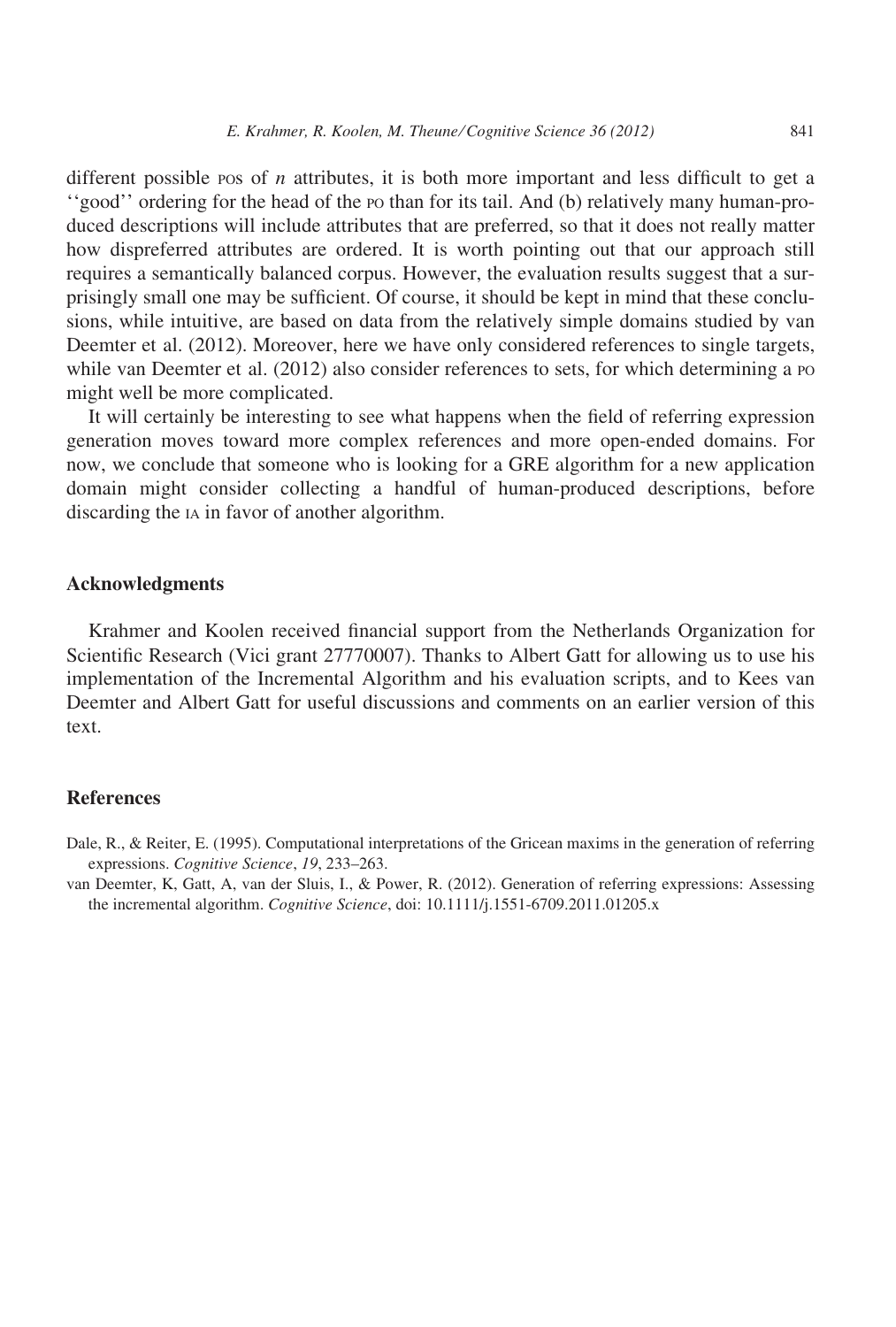different possible POs of $n$ attributes, it is both more important and less difficult to get a ''good'' ordering for the head of the PO than for its tail. And (b) relatively many human-produced descriptions will include attributes that are preferred, so that it does not really matter how dispreferred attributes are ordered. It is worth pointing out that our approach still requires a semantically balanced corpus. However, the evaluation results suggest that a surprisingly small one may be sufficient. Of course, it should be kept in mind that these conclusions, while intuitive, are based on data from the relatively simple domains studied by van Deemter et al. (2012). Moreover, here we have only considered references to single targets, while van Deemter et al. (2012) also consider references to sets, for which determining a PO might well be more complicated.

It will certainly be interesting to see what happens when the field of referring expression generation moves toward more complex references and more open-ended domains. For now, we conclude that someone who is looking for a GRE algorithm for a new application domain might consider collecting a handful of human-produced descriptions, before discarding the IA in favor of another algorithm.

## Acknowledgments

Krahmer and Koolen received financial support from the Netherlands Organization for Scientific Research (Vici grant 27770007). Thanks to Albert Gatt for allowing us to use his implementation of the Incremental Algorithm and his evaluation scripts, and to Kees van Deemter and Albert Gatt for useful discussions and comments on an earlier version of this text.

## References

Dale, R., & Reiter, E. (1995). Computational interpretations of the Gricean maxims in the generation of referring expressions. *Cognitive Science*, *19*, 233–263.

van Deemter, K, Gatt, A, van der Sluis, I., & Power, R. (2012). Generation of referring expressions: Assessing the incremental algorithm. *Cognitive Science*, doi: 10.1111/j.1551-6709.2011.01205.x